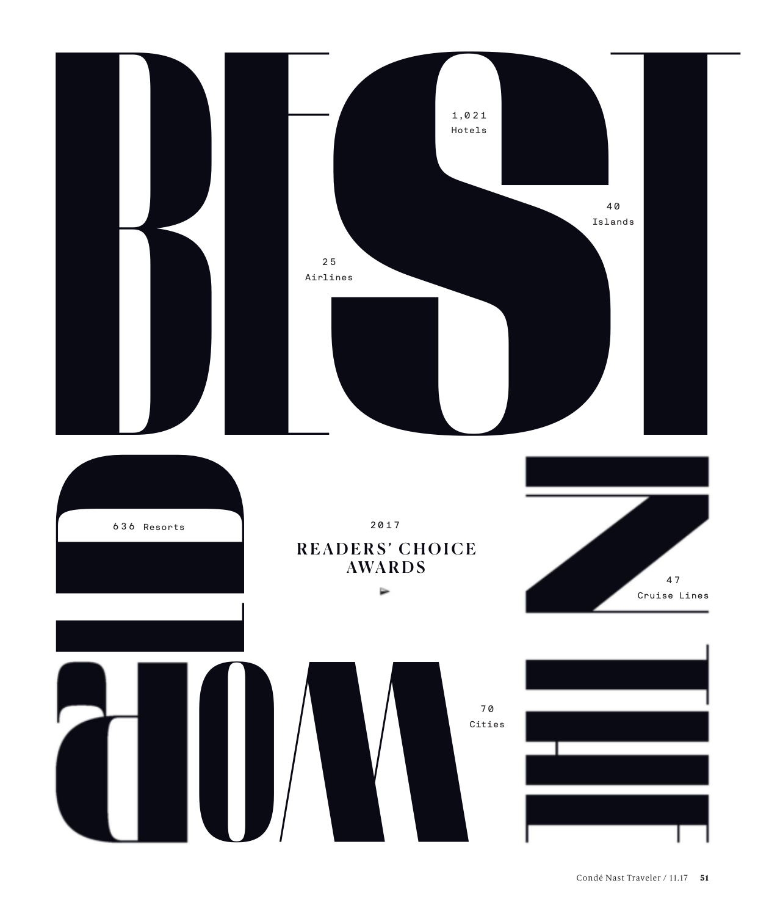# BEST IN THE WORLD

## 2017 READERS' CHOICE AWARDS

1,021 Hotels

40 Islands

25 Airlines

636 Resorts

47 Cruise Lines

70 Cities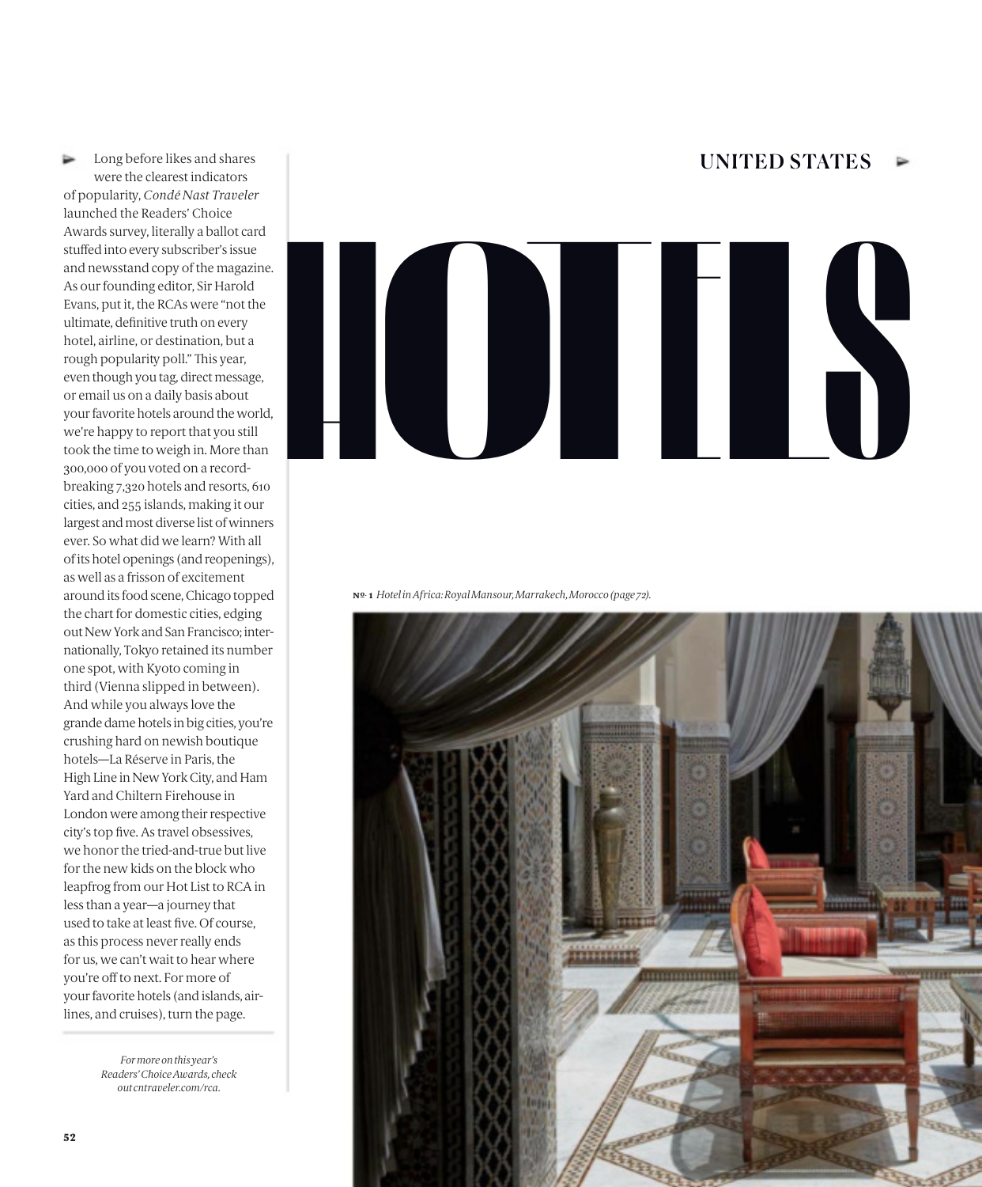## UNITED STATES

# HOTELS

Long before likes and shares were the clearest indicators of popularity, *Condé Nast Traveler* launched the Readers' Choice Awards survey, literally a ballot card stuffed into every subscriber's issue and newsstand copy of the magazine. As our founding editor, Sir Harold Evans, put it, the RCAs were "not the ultimate, definitive truth on every hotel, airline, or destination, but a rough popularity poll." This year, even though you tag, direct message, or email us on a daily basis about your favorite hotels around the world, we're happy to report that you still took the time to weigh in. More than 300,000 of you voted on a record-breaking 7,320 hotels and resorts, 610 cities, and 255 islands, making it our largest and most diverse list of winners ever. So what did we learn? With all of its hotel openings (and reopenings), as well as a frisson of excitement around its food scene, Chicago topped the chart for domestic cities, edging out New York and San Francisco; internationally, Tokyo retained its number one spot, with Kyoto coming in third (Vienna slipped in between). And while you always love the grande dame hotels in big cities, you're crushing hard on newish boutique hotels—La Réserve in Paris, the High Line in New York City, and Ham Yard and Chiltern Firehouse in London were among their respective city's top five. As travel obsessives, we honor the tried-and-true but live for the new kids on the block who leapfrog from our Hot List to RCA in less than a year—a journey that used to take at least five. Of course, as this process never really ends for us, we can't wait to hear where you're off to next. For more of your favorite hotels (and islands, airlines, and cruises), turn the page.

*For more on this year's Readers' Choice Awards, check out cntraveler.com/rca.*

**No. 1** *Hotel in Africa: Royal Mansour, Marrakech, Morocco (page 72).*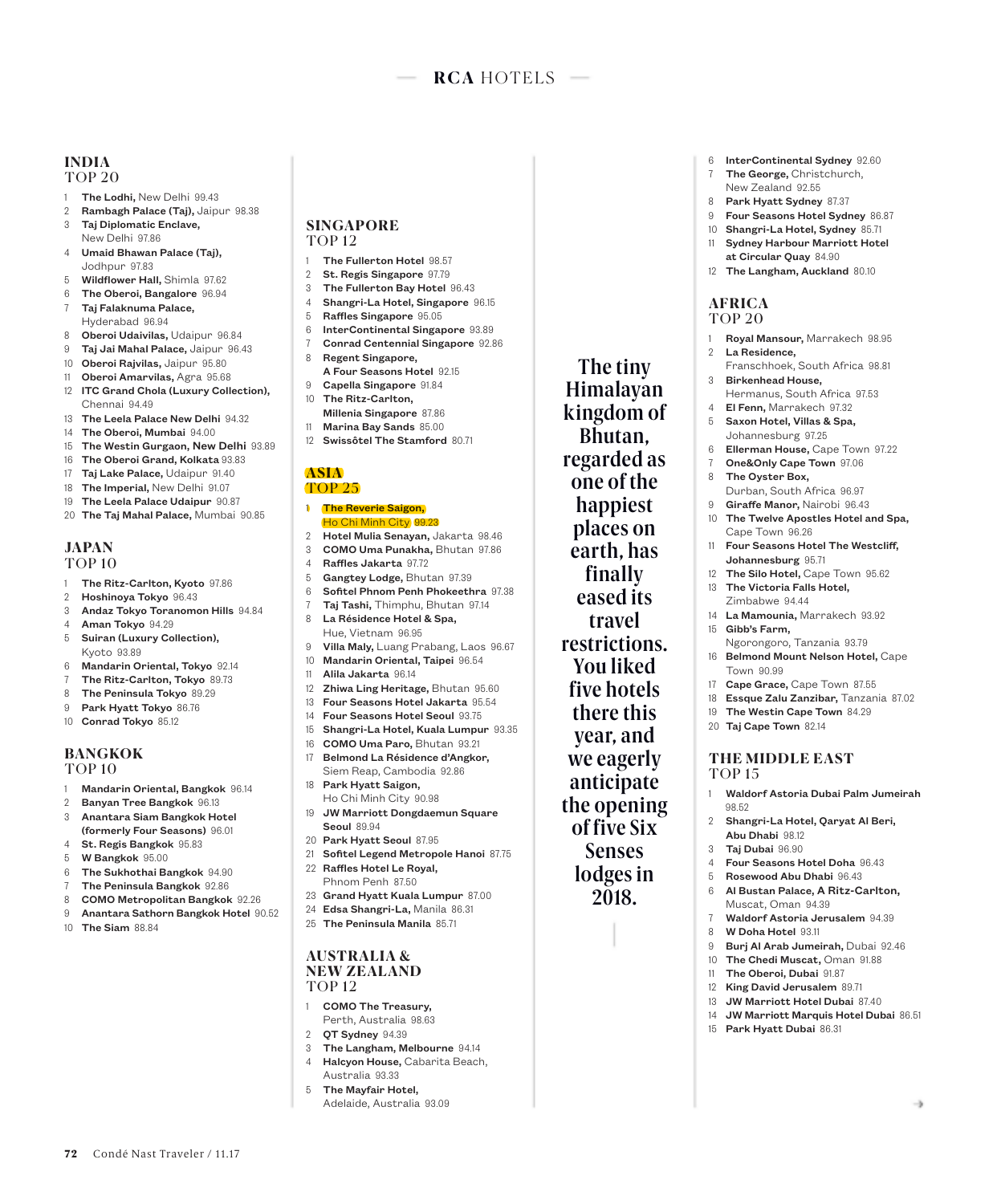# RCA HOTELS

## INDIA
### TOP 20

1. **The Lodhi,** New Delhi 99.43
2. **Rambagh Palace (Taj),** Jaipur 98.38
3. **Taj Diplomatic Enclave,** New Delhi 97.86
4. **Umaid Bhawan Palace (Taj),** Jodhpur 97.83
5. **Wildflower Hall,** Shimla 97.62
6. **The Oberoi, Bangalore** 96.94
7. **Taj Falaknuma Palace,** Hyderabad 96.94
8. **Oberoi Udaivilas,** Udaipur 96.84
9. **Taj Jai Mahal Palace,** Jaipur 96.43
10. **Oberoi Rajvilas,** Jaipur 95.80
11. **Oberoi Amarvilas,** Agra 95.68
12. **ITC Grand Chola (Luxury Collection),** Chennai 94.49
13. **The Leela Palace New Delhi** 94.32
14. **The Oberoi, Mumbai** 94.00
15. **The Westin Gurgaon, New Delhi** 93.89
16. **The Oberoi Grand, Kolkata** 93.83
17. **Taj Lake Palace,** Udaipur 91.40
18. **The Imperial,** New Delhi 91.07
19. **The Leela Palace Udaipur** 90.87
20. **The Taj Mahal Palace,** Mumbai 90.85

## JAPAN
### TOP 10

1. **The Ritz-Carlton, Kyoto** 97.86
2. **Hoshinoya Tokyo** 96.43
3. **Andaz Tokyo Toranomon Hills** 94.84
4. **Aman Tokyo** 94.29
5. **Suiran (Luxury Collection),** Kyoto 93.89
6. **Mandarin Oriental, Tokyo** 92.14
7. **The Ritz-Carlton, Tokyo** 89.73
8. **The Peninsula Tokyo** 89.29
9. **Park Hyatt Tokyo** 86.76
10. **Conrad Tokyo** 85.12

## BANGKOK
### TOP 10

1. **Mandarin Oriental, Bangkok** 96.14
2. **Banyan Tree Bangkok** 96.13
3. **Anantara Siam Bangkok Hotel (formerly Four Seasons)** 96.01
4. **St. Regis Bangkok** 95.83
5. **W Bangkok** 95.00
6. **The Sukhothai Bangkok** 94.90
7. **The Peninsula Bangkok** 92.86
8. **COMO Metropolitan Bangkok** 92.26
9. **Anantara Sathorn Bangkok Hotel** 90.52
10. **The Siam** 88.84

## SINGAPORE
### TOP 12

1. **The Fullerton Hotel** 98.57
2. **St. Regis Singapore** 97.79
3. **The Fullerton Bay Hotel** 96.43
4. **Shangri-La Hotel, Singapore** 96.15
5. **Raffles Singapore** 95.05
6. **InterContinental Singapore** 93.89
7. **Conrad Centennial Singapore** 92.86
8. **Regent Singapore, A Four Seasons Hotel** 92.15
9. **Capella Singapore** 91.84
10. **The Ritz-Carlton, Millenia Singapore** 87.86
11. **Marina Bay Sands** 85.00
12. **Swissôtel The Stamford** 80.71

## ASIA
### TOP 25

1. **The Reverie Saigon,** Ho Chi Minh City 99.23
2. **Hotel Mulia Senayan,** Jakarta 98.46
3. **COMO Uma Punakha,** Bhutan 97.86
4. **Raffles Jakarta** 97.72
5. **Gangtey Lodge,** Bhutan 97.39
6. **Sofitel Phnom Penh Phokeethra** 97.38
7. **Taj Tashi,** Thimphu, Bhutan 97.14
8. **La Résidence Hotel & Spa,** Hue, Vietnam 96.95
9. **Villa Maly,** Luang Prabang, Laos 96.67
10. **Mandarin Oriental, Taipei** 96.54
11. **Alila Jakarta** 96.14
12. **Zhiwa Ling Heritage,** Bhutan 95.60
13. **Four Seasons Hotel Jakarta** 95.54
14. **Four Seasons Hotel Seoul** 93.75
15. **Shangri-La Hotel, Kuala Lumpur** 93.35
16. **COMO Uma Paro,** Bhutan 93.21
17. **Belmond La Résidence d'Angkor,** Siem Reap, Cambodia 92.86
18. **Park Hyatt Saigon,** Ho Chi Minh City 90.98
19. **JW Marriott Dongdaemun Square Seoul** 89.94
20. **Park Hyatt Seoul** 87.95
21. **Sofitel Legend Metropole Hanoi** 87.75
22. **Raffles Hotel Le Royal,** Phnom Penh 87.50
23. **Grand Hyatt Kuala Lumpur** 87.00
24. **Edsa Shangri-La,** Manila 86.31
25. **The Peninsula Manila** 85.71

## AUSTRALIA & NEW ZEALAND
### TOP 12

1. **COMO The Treasury,** Perth, Australia 98.63
2. **QT Sydney** 94.39
3. **The Langham, Melbourne** 94.14
4. **Halcyon House,** Cabarita Beach, Australia 93.33
5. **The Mayfair Hotel,** Adelaide, Australia 93.09
6. **InterContinental Sydney** 92.60
7. **The George,** Christchurch, New Zealand 92.55
8. **Park Hyatt Sydney** 87.37
9. **Four Seasons Hotel Sydney** 86.87
10. **Shangri-La Hotel, Sydney** 85.71
11. **Sydney Harbour Marriott Hotel at Circular Quay** 84.90
12. **The Langham, Auckland** 80.10

**The tiny Himalayan kingdom of Bhutan, regarded as one of the happiest places on earth, has finally eased its travel restrictions. You liked five hotels there this year, and we eagerly anticipate the opening of five Six Senses lodges in 2018.**

## AFRICA
### TOP 20

1. **Royal Mansour,** Marrakech 98.95
2. **La Residence,** Franschhoek, South Africa 98.81
3. **Birkenhead House,** Hermanus, South Africa 97.53
4. **El Fenn,** Marrakech 97.32
5. **Saxon Hotel, Villas & Spa,** Johannesburg 97.25
6. **Ellerman House,** Cape Town 97.22
7. **One&Only Cape Town** 97.06
8. **The Oyster Box,** Durban, South Africa 96.97
9. **Giraffe Manor,** Nairobi 96.43
10. **The Twelve Apostles Hotel and Spa,** Cape Town 96.26
11. **Four Seasons Hotel The Westcliff, Johannesburg** 95.71
12. **The Silo Hotel,** Cape Town 95.62
13. **The Victoria Falls Hotel,** Zimbabwe 94.44
14. **La Mamounia,** Marrakech 93.92
15. **Gibb's Farm,** Ngorongoro, Tanzania 93.79
16. **Belmond Mount Nelson Hotel,** Cape Town 90.99
17. **Cape Grace,** Cape Town 87.55
18. **Essque Zalu Zanzibar,** Tanzania 87.02
19. **The Westin Cape Town** 84.29
20. **Taj Cape Town** 82.14

## THE MIDDLE EAST
### TOP 15

1. **Waldorf Astoria Dubai Palm Jumeirah** 98.52
2. **Shangri-La Hotel, Qaryat Al Beri, Abu Dhabi** 98.12
3. **Taj Dubai** 96.90
4. **Four Seasons Hotel Doha** 96.43
5. **Rosewood Abu Dhabi** 96.43
6. **Al Bustan Palace, A Ritz-Carlton,** Muscat, Oman 94.39
7. **Waldorf Astoria Jerusalem** 94.39
8. **W Doha Hotel** 93.11
9. **Burj Al Arab Jumeirah,** Dubai 92.46
10. **The Chedi Muscat,** Oman 91.88
11. **The Oberoi, Dubai** 91.87
12. **King David Jerusalem** 89.71
13. **JW Marriott Hotel Dubai** 87.40
14. **JW Marriott Marquis Hotel Dubai** 86.51
15. **Park Hyatt Dubai** 86.31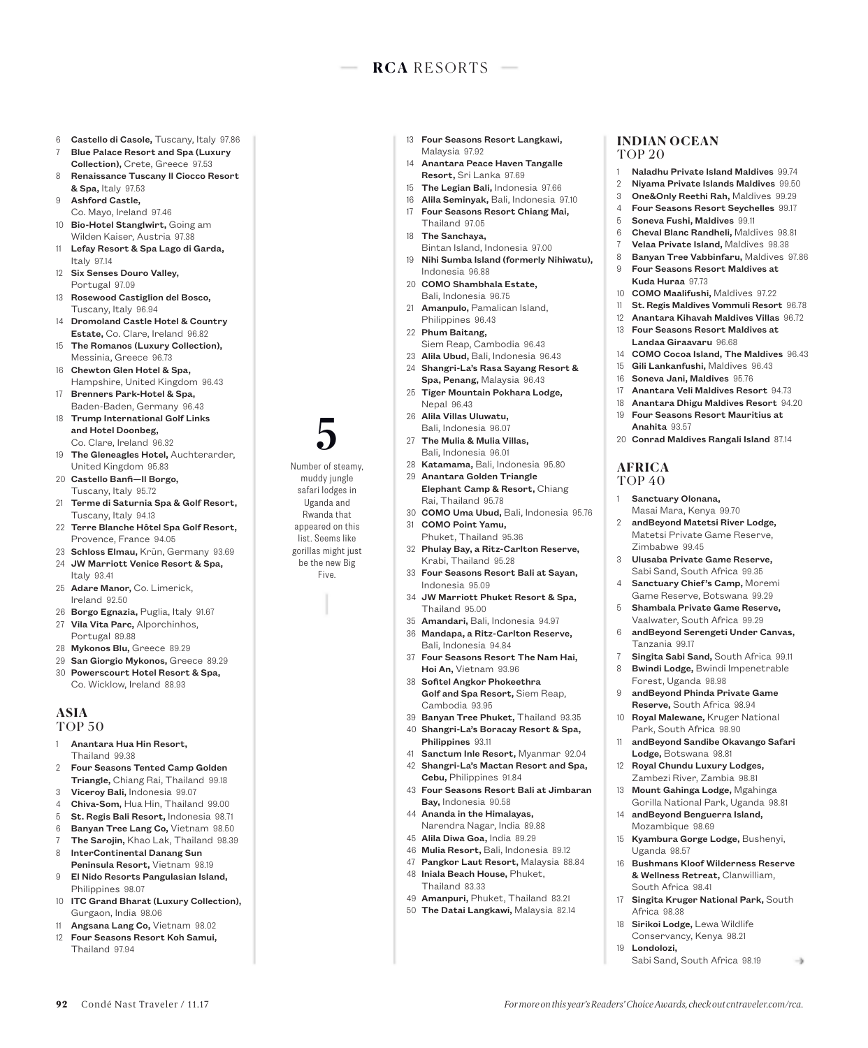## RCA RESORTS

6. **Castello di Casole,** Tuscany, Italy 97.86
7. **Blue Palace Resort and Spa (Luxury Collection),** Crete, Greece 97.53
8. **Renaissance Tuscany Il Ciocco Resort & Spa,** Italy 97.53
9. **Ashford Castle,** Co. Mayo, Ireland 97.46
10. **Bio-Hotel Stanglwirt,** Going am Wilden Kaiser, Austria 97.38
11. **Lefay Resort & Spa Lago di Garda,** Italy 97.14
12. **Six Senses Douro Valley,** Portugal 97.09
13. **Rosewood Castiglion del Bosco,** Tuscany, Italy 96.94
14. **Dromoland Castle Hotel & Country Estate,** Co. Clare, Ireland 96.82
15. **The Romanos (Luxury Collection),** Messinia, Greece 96.73
16. **Chewton Glen Hotel & Spa,** Hampshire, United Kingdom 96.43
17. **Brenners Park-Hotel & Spa,** Baden-Baden, Germany 96.43
18. **Trump International Golf Links and Hotel Doonbeg,** Co. Clare, Ireland 96.32
19. **The Gleneagles Hotel,** Auchterarder, United Kingdom 95.83
20. **Castello Banfi—Il Borgo,** Tuscany, Italy 95.72
21. **Terme di Saturnia Spa & Golf Resort,** Tuscany, Italy 94.13
22. **Terre Blanche Hôtel Spa Golf Resort,** Provence, France 94.05
23. **Schloss Elmau,** Krün, Germany 93.69
24. **JW Marriott Venice Resort & Spa,** Italy 93.41
25. **Adare Manor,** Co. Limerick, Ireland 92.50
26. **Borgo Egnazia,** Puglia, Italy 91.67
27. **Vila Vita Parc,** Alporchinhos, Portugal 89.88
28. **Mykonos Blu,** Greece 89.29
29. **San Giorgio Mykonos,** Greece 89.29
30. **Powerscourt Hotel Resort & Spa,** Co. Wicklow, Ireland 88.93

### ASIA TOP 50

1. **Anantara Hua Hin Resort,** Thailand 99.38
2. **Four Seasons Tented Camp Golden Triangle,** Chiang Rai, Thailand 99.18
3. **Viceroy Bali,** Indonesia 99.07
4. **Chiva-Som,** Hua Hin, Thailand 99.00
5. **St. Regis Bali Resort,** Indonesia 98.71
6. **Banyan Tree Lang Co,** Vietnam 98.50
7. **The Sarojin,** Khao Lak, Thailand 98.39
8. **InterContinental Danang Sun Peninsula Resort,** Vietnam 98.19
9. **El Nido Resorts Pangulasian Island,** Philippines 98.07
10. **ITC Grand Bharat (Luxury Collection),** Gurgaon, India 98.06
11. **Angsana Lang Co,** Vietnam 98.02
12. **Four Seasons Resort Koh Samui,** Thailand 97.94
13. **Four Seasons Resort Langkawi,** Malaysia 97.92
14. **Anantara Peace Haven Tangalle Resort,** Sri Lanka 97.69
15. **The Legian Bali,** Indonesia 97.66
16. **Alila Seminyak,** Bali, Indonesia 97.10
17. **Four Seasons Resort Chiang Mai,** Thailand 97.05
18. **The Sanchaya,** Bintan Island, Indonesia 97.00
19. **Nihi Sumba Island (formerly Nihiwatu),** Indonesia 96.88
20. **COMO Shambhala Estate,** Bali, Indonesia 96.75
21. **Amanpulo,** Pamalican Island, Philippines 96.43
22. **Phum Baitang,** Siem Reap, Cambodia 96.43
23. **Alila Ubud,** Bali, Indonesia 96.43
24. **Shangri-La's Rasa Sayang Resort & Spa, Penang,** Malaysia 96.43
25. **Tiger Mountain Pokhara Lodge,** Nepal 96.43
26. **Alila Villas Uluwatu,** Bali, Indonesia 96.07
27. **The Mulia & Mulia Villas,** Bali, Indonesia 96.01
28. **Katamama,** Bali, Indonesia 95.80
29. **Anantara Golden Triangle Elephant Camp & Resort,** Chiang Rai, Thailand 95.78
30. **COMO Uma Ubud,** Bali, Indonesia 95.76
31. **COMO Point Yamu,** Phuket, Thailand 95.36
32. **Phulay Bay, a Ritz-Carlton Reserve,** Krabi, Thailand 95.28
33. **Four Seasons Resort Bali at Sayan,** Indonesia 95.09
34. **JW Marriott Phuket Resort & Spa,** Thailand 95.00
35. **Amandari,** Bali, Indonesia 94.97
36. **Mandapa, a Ritz-Carlton Reserve,** Bali, Indonesia 94.84
37. **Four Seasons Resort The Nam Hai, Hoi An,** Vietnam 93.96
38. **Sofitel Angkor Phokeethra Golf and Spa Resort,** Siem Reap, Cambodia 93.95
39. **Banyan Tree Phuket,** Thailand 93.35
40. **Shangri-La's Boracay Resort & Spa, Philippines** 93.11
41. **Sanctum Inle Resort,** Myanmar 92.04
42. **Shangri-La's Mactan Resort and Spa, Cebu,** Philippines 91.84
43. **Four Seasons Resort Bali at Jimbaran Bay,** Indonesia 90.58
44. **Ananda in the Himalayas,** Narendra Nagar, India 89.88
45. **Alila Diwa Goa,** India 89.29
46. **Mulia Resort,** Bali, Indonesia 89.12
47. **Pangkor Laut Resort,** Malaysia 88.84
48. **Iniala Beach House,** Phuket, Thailand 83.33
49. **Amanpuri,** Phuket, Thailand 83.21
50. **The Datai Langkawi,** Malaysia 82.14

**5**

Number of steamy, muddy jungle safari lodges in Uganda and Rwanda that appeared on this list. Seems like gorillas might just be the new Big Five.

### INDIAN OCEAN TOP 20

1. **Naladhu Private Island Maldives** 99.74
2. **Niyama Private Islands Maldives** 99.50
3. **One&Only Reethi Rah,** Maldives 99.29
4. **Four Seasons Resort Seychelles** 99.17
5. **Soneva Fushi, Maldives** 99.11
6. **Cheval Blanc Randheli,** Maldives 98.81
7. **Velaa Private Island,** Maldives 98.38
8. **Banyan Tree Vabbinfaru,** Maldives 97.86
9. **Four Seasons Resort Maldives at Kuda Huraa** 97.73
10. **COMO Maalifushi,** Maldives 97.22
11. **St. Regis Maldives Vommuli Resort** 96.78
12. **Anantara Kihavah Maldives Villas** 96.72
13. **Four Seasons Resort Maldives at Landaa Giraavaru** 96.68
14. **COMO Cocoa Island, The Maldives** 96.43
15. **Gili Lankanfushi,** Maldives 96.43
16. **Soneva Jani, Maldives** 95.76
17. **Anantara Veli Maldives Resort** 94.73
18. **Anantara Dhigu Maldives Resort** 94.20
19. **Four Seasons Resort Mauritius at Anahita** 93.57
20. **Conrad Maldives Rangali Island** 87.14

### AFRICA TOP 40

1. **Sanctuary Olonana,** Masai Mara, Kenya 99.70
2. **andBeyond Matetsi River Lodge,** Matetsi Private Game Reserve, Zimbabwe 99.45
3. **Ulusaba Private Game Reserve,** Sabi Sand, South Africa 99.35
4. **Sanctuary Chief's Camp,** Moremi Game Reserve, Botswana 99.29
5. **Shambala Private Game Reserve,** Vaalwater, South Africa 99.29
6. **andBeyond Serengeti Under Canvas,** Tanzania 99.17
7. **Singita Sabi Sand,** South Africa 99.11
8. **Bwindi Lodge,** Bwindi Impenetrable Forest, Uganda 98.98
9. **andBeyond Phinda Private Game Reserve,** South Africa 98.94
10. **Royal Malewane,** Kruger National Park, South Africa 98.90
11. **andBeyond Sandibe Okavango Safari Lodge,** Botswana 98.81
12. **Royal Chundu Luxury Lodges,** Zambezi River, Zambia 98.81
13. **Mount Gahinga Lodge,** Mgahinga Gorilla National Park, Uganda 98.81
14. **andBeyond Benguerra Island,** Mozambique 98.69
15. **Kyambura Gorge Lodge,** Bushenyi, Uganda 98.57
16. **Bushmans Kloof Wilderness Reserve & Wellness Retreat,** Clanwilliam, South Africa 98.41
17. **Singita Kruger National Park,** South Africa 98.38
18. **Sirikoi Lodge,** Lewa Wildlife Conservancy, Kenya 98.21
19. **Londolozi,** Sabi Sand, South Africa 98.19

*For more on this year's Readers' Choice Awards, check out cntraveler.com/rca.*